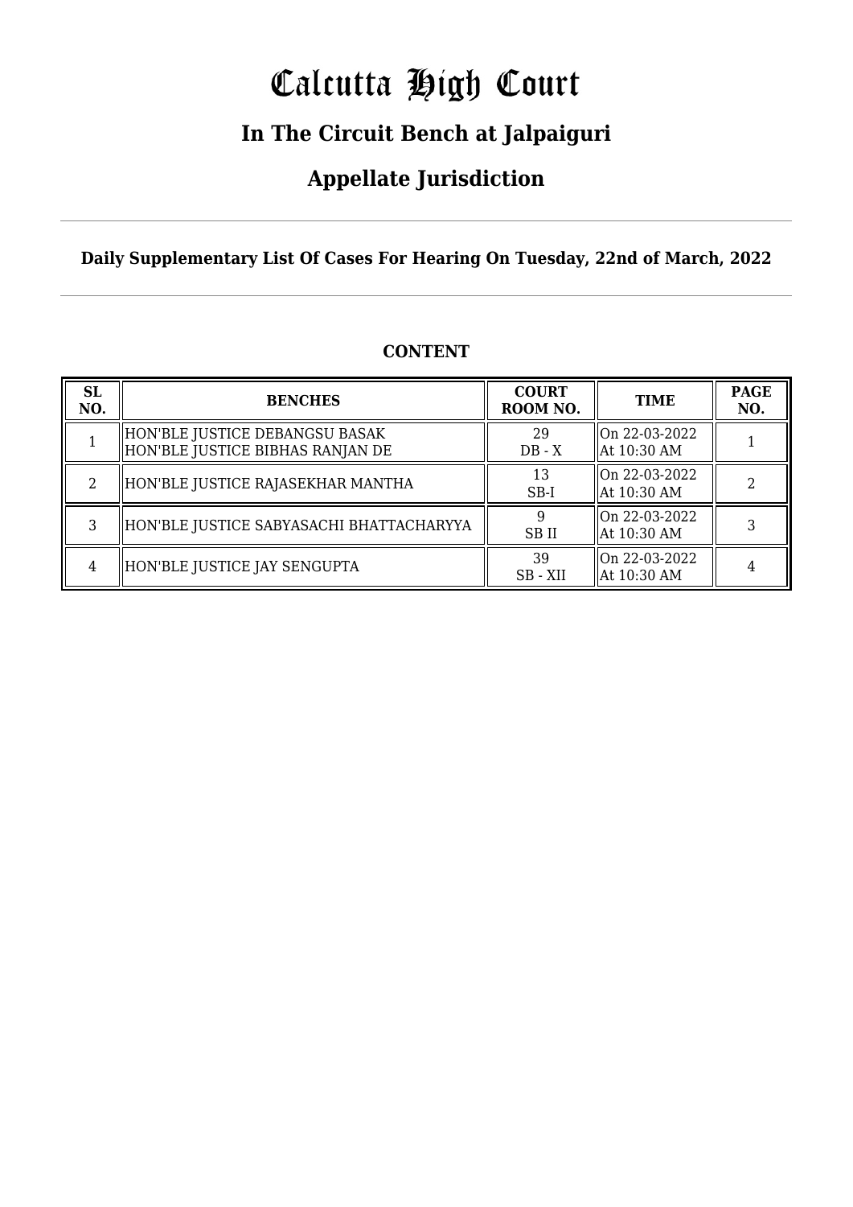# Calcutta High Court

## In The Circuit Bench at Jalpaiguri

## Appellate Jurisdiction

**Daily Supplementary List Of Cases For Hearing On Tuesday, 22nd of March, 2022**

### CONTENT

| SL NO. | BENCHES | COURT ROOM NO. | TIME | PAGE NO. |
|---|---|---|---|---|
| 1 | HON'BLE JUSTICE DEBANGSU BASAK<br>HON'BLE JUSTICE BIBHAS RANJAN DE | 29<br>DB - X | On 22-03-2022<br>At 10:30 AM | 1 |
| 2 | HON'BLE JUSTICE RAJASEKHAR MANTHA | 13<br>SB-I | On 22-03-2022<br>At 10:30 AM | 2 |
| 3 | HON'BLE JUSTICE SABYASACHI BHATTACHARYYA | 9<br>SB II | On 22-03-2022<br>At 10:30 AM | 3 |
| 4 | HON'BLE JUSTICE JAY SENGUPTA | 39<br>SB - XII | On 22-03-2022<br>At 10:30 AM | 4 |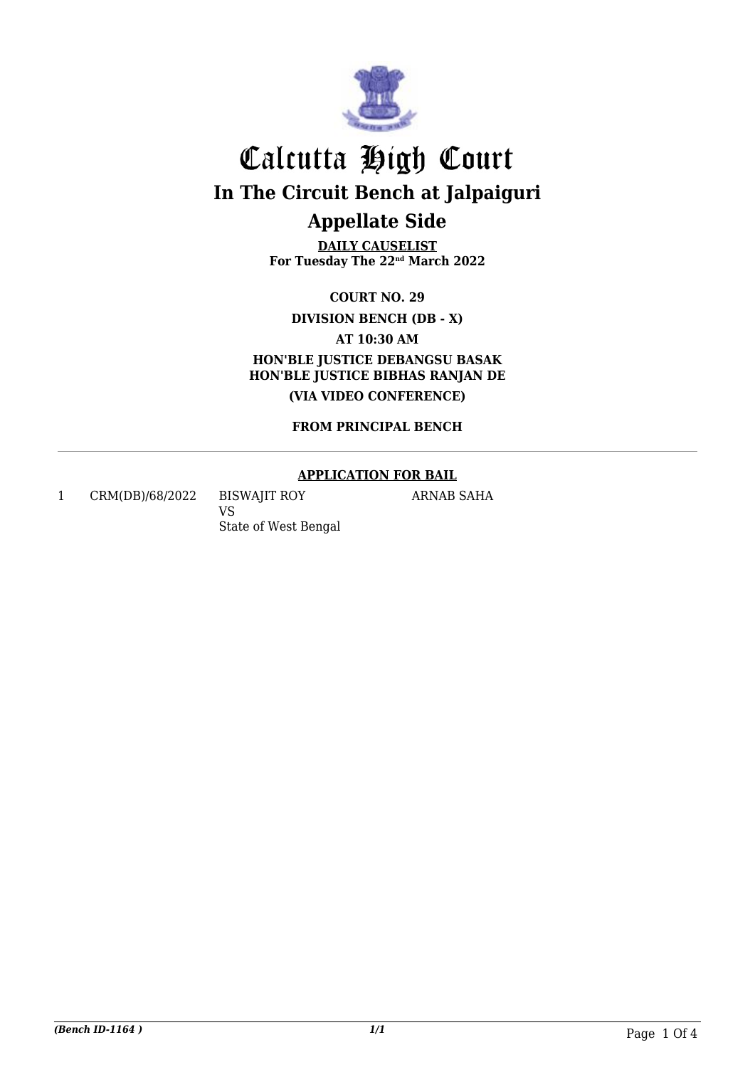# Calcutta High Court

## In The Circuit Bench at Jalpaiguri

## Appellate Side

**DAILY CAUSELIST**
**For Tuesday The 22nd March 2022**

**COURT NO. 29**

**DIVISION BENCH (DB - X)**

**AT 10:30 AM**

**HON'BLE JUSTICE DEBANGSU BASAK**
**HON'BLE JUSTICE BIBHAS RANJAN DE**

**(VIA VIDEO CONFERENCE)**

**FROM PRINCIPAL BENCH**

---

**APPLICATION FOR BAIL**

| | | | |
|---|---|---|---|
| 1 | CRM(DB)/68/2022 | BISWAJIT ROY<br>VS<br>State of West Bengal | ARNAB SAHA |

*(Bench ID-1164 )* 1/1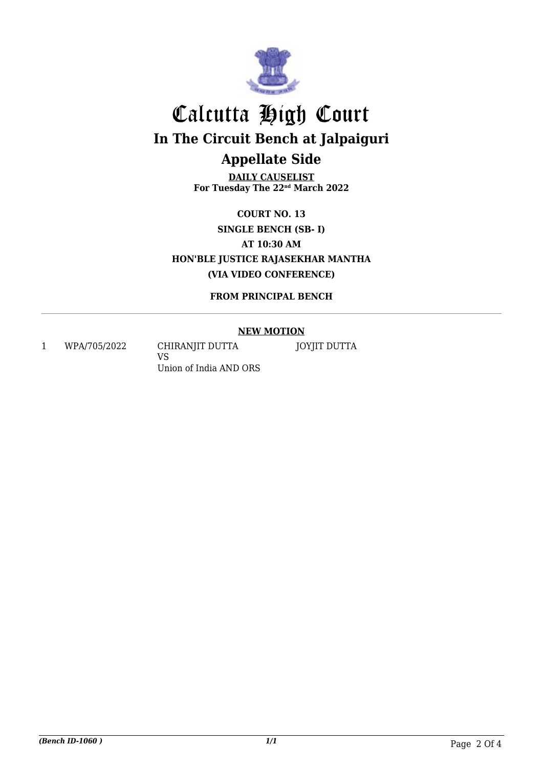# Calcutta High Court

## In The Circuit Bench at Jalpaiguri

## Appellate Side

**DAILY CAUSELIST**
**For Tuesday The 22nd March 2022**

**COURT NO. 13**

**SINGLE BENCH (SB- I)**

**AT 10:30 AM**

**HON'BLE JUSTICE RAJASEKHAR MANTHA**

**(VIA VIDEO CONFERENCE)**

**FROM PRINCIPAL BENCH**

---

**NEW MOTION**

| | | | |
|---|---|---|---|
| 1 | WPA/705/2022 | CHIRANJIT DUTTA<br>VS<br>Union of India AND ORS | JOYJIT DUTTA |

*(Bench ID-1060 )* *1/1*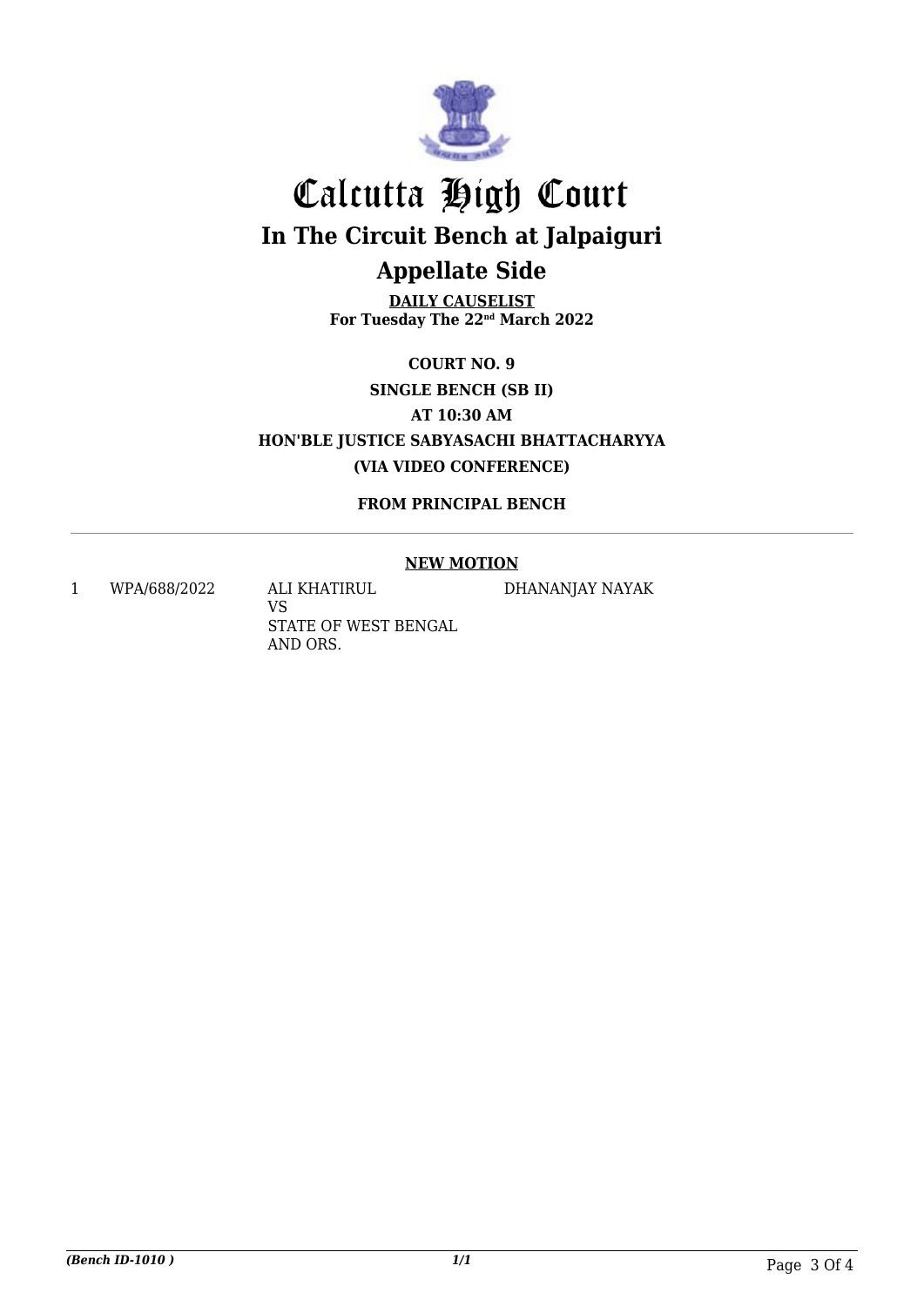# Calcutta High Court

## In The Circuit Bench at Jalpaiguri

## Appellate Side

**DAILY CAUSELIST**
**For Tuesday The 22nd March 2022**

**COURT NO. 9**

**SINGLE BENCH (SB II)**

**AT 10:30 AM**

**HON'BLE JUSTICE SABYASACHI BHATTACHARYYA**

**(VIA VIDEO CONFERENCE)**

**FROM PRINCIPAL BENCH**

---

**NEW MOTION**

| | | | |
|---|---|---|---|
| 1 | WPA/688/2022 | ALI KHATIRUL<br>VS<br>STATE OF WEST BENGAL AND ORS. | DHANANJAY NAYAK |

*(Bench ID-1010 )*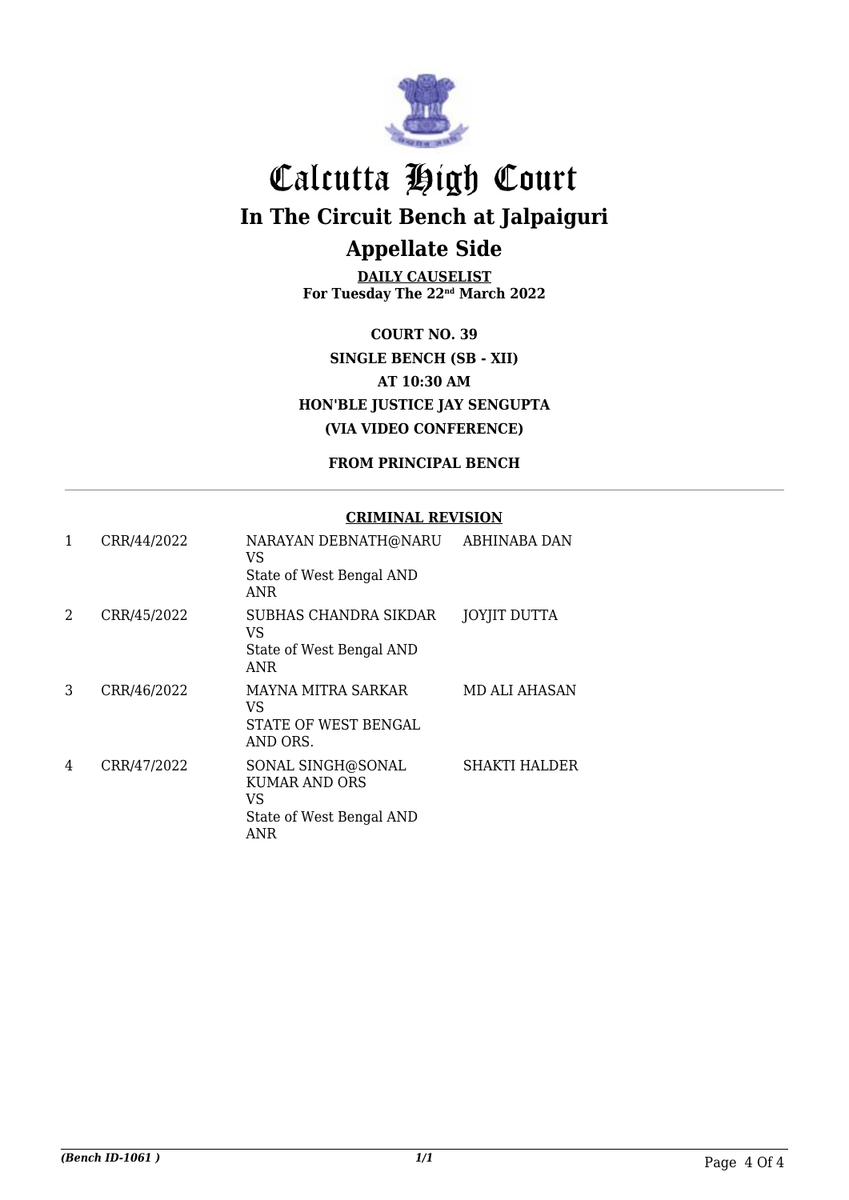# Calcutta High Court

## In The Circuit Bench at Jalpaiguri

## Appellate Side

**DAILY CAUSELIST**
**For Tuesday The 22nd March 2022**

**COURT NO. 39**
**SINGLE BENCH (SB - XII)**
**AT 10:30 AM**
**HON'BLE JUSTICE JAY SENGUPTA**
**(VIA VIDEO CONFERENCE)**

**FROM PRINCIPAL BENCH**

**CRIMINAL REVISION**

| | | | |
|---|---|---|---|
| 1 | CRR/44/2022 | NARAYAN DEBNATH@NARU VS State of West Bengal AND ANR | ABHINABA DAN |
| 2 | CRR/45/2022 | SUBHAS CHANDRA SIKDAR VS State of West Bengal AND ANR | JOYJIT DUTTA |
| 3 | CRR/46/2022 | MAYNA MITRA SARKAR VS STATE OF WEST BENGAL AND ORS. | MD ALI AHASAN |
| 4 | CRR/47/2022 | SONAL SINGH@SONAL KUMAR AND ORS VS State of West Bengal AND ANR | SHAKTI HALDER |

*(Bench ID-1061 )*